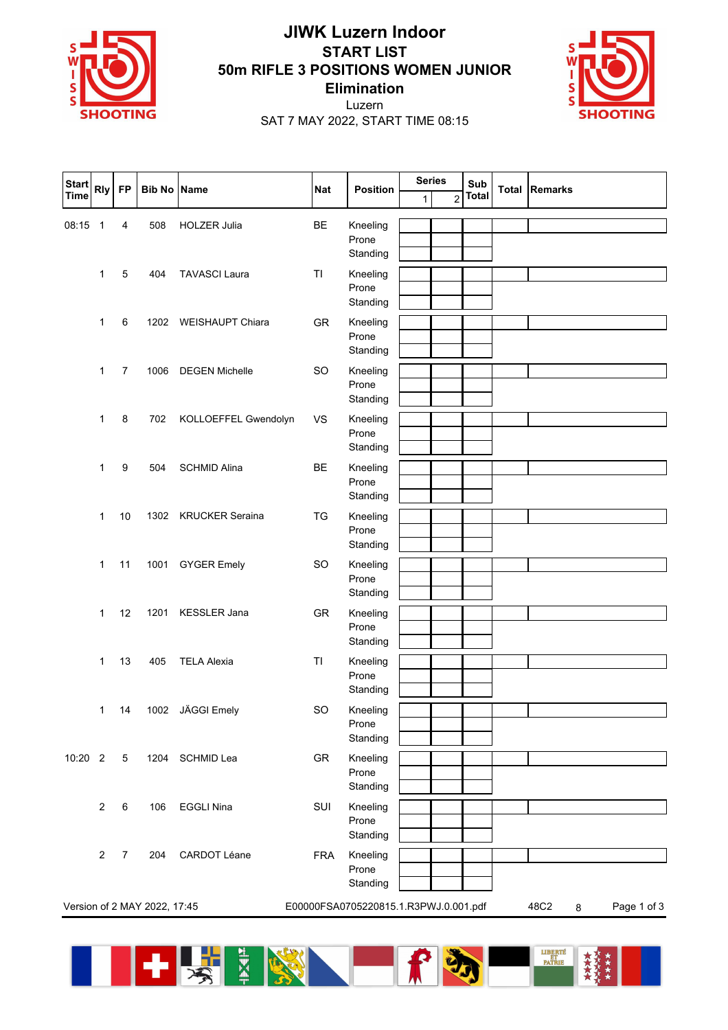# JIWK Luzern Indoor

## START LIST

## 50m RIFLE 3 POSITIONS WOMEN JUNIOR

## Elimination

Luzern

SAT 7 MAY 2022, START TIME 08:15

| Start Time | Rly | FP | Bib No | Name | Nat | Position | Series 1 | Series 2 | Sub Total | Total | Remarks |
|---|---|---|---|---|---|---|---|---|---|---|---|
| 08:15 | 1 | 4 | 508 | HOLZER Julia | BE | Kneeling<br>Prone<br>Standing | | | | | |
| | 1 | 5 | 404 | TAVASCI Laura | TI | Kneeling<br>Prone<br>Standing | | | | | |
| | 1 | 6 | 1202 | WEISHAUPT Chiara | GR | Kneeling<br>Prone<br>Standing | | | | | |
| | 1 | 7 | 1006 | DEGEN Michelle | SO | Kneeling<br>Prone<br>Standing | | | | | |
| | 1 | 8 | 702 | KOLLOEFFEL Gwendolyn | VS | Kneeling<br>Prone<br>Standing | | | | | |
| | 1 | 9 | 504 | SCHMID Alina | BE | Kneeling<br>Prone<br>Standing | | | | | |
| | 1 | 10 | 1302 | KRUCKER Seraina | TG | Kneeling<br>Prone<br>Standing | | | | | |
| | 1 | 11 | 1001 | GYGER Emely | SO | Kneeling<br>Prone<br>Standing | | | | | |
| | 1 | 12 | 1201 | KESSLER Jana | GR | Kneeling<br>Prone<br>Standing | | | | | |
| | 1 | 13 | 405 | TELA Alexia | TI | Kneeling<br>Prone<br>Standing | | | | | |
| | 1 | 14 | 1002 | JÄGGI Emely | SO | Kneeling<br>Prone<br>Standing | | | | | |
| 10:20 | 2 | 5 | 1204 | SCHMID Lea | GR | Kneeling<br>Prone<br>Standing | | | | | |
| | 2 | 6 | 106 | EGGLI Nina | SUI | Kneeling<br>Prone<br>Standing | | | | | |
| | 2 | 7 | 204 | CARDOT Léane | FRA | Kneeling<br>Prone<br>Standing | | | | | |

Version of 2 MAY 2022, 17:45 E00000FSA0705220815.1.R3PWJ.0.001.pdf 48C2 8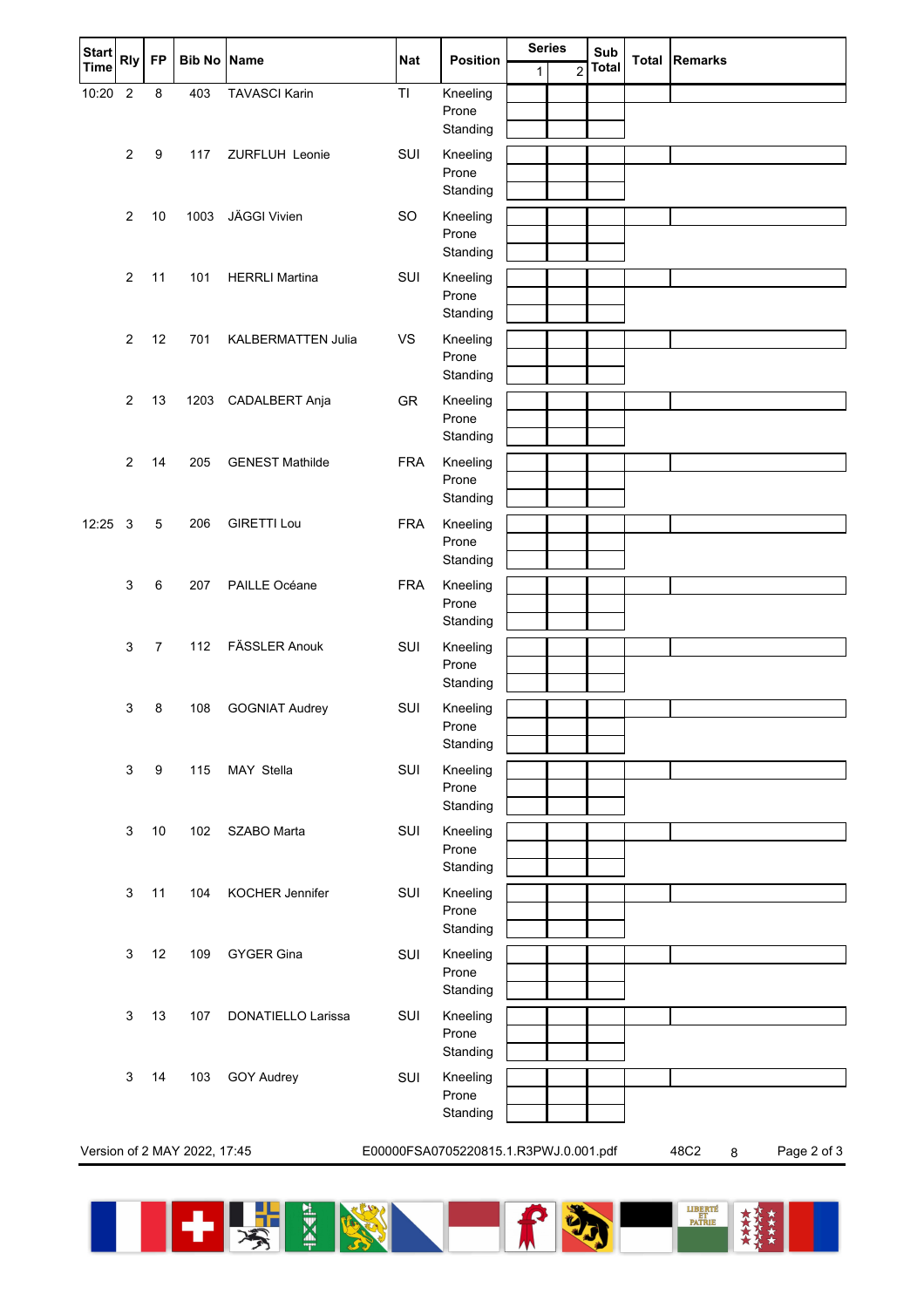| Start Time | Rly | FP | Bib No | Name | Nat | Position | Series 1 | Series 2 | Sub Total | Total | Remarks |
|---|---|---|---|---|---|---|---|---|---|---|---|
| 10:20 | 2 | 8 | 403 | TAVASCI Karin | TI | Kneeling | | | | | |
| | | | | | | Prone | | | | | |
| | | | | | | Standing | | | | | |
| | 2 | 9 | 117 | ZURFLUH Leonie | SUI | Kneeling | | | | | |
| | | | | | | Prone | | | | | |
| | | | | | | Standing | | | | | |
| | 2 | 10 | 1003 | JÄGGI Vivien | SO | Kneeling | | | | | |
| | | | | | | Prone | | | | | |
| | | | | | | Standing | | | | | |
| | 2 | 11 | 101 | HERRLI Martina | SUI | Kneeling | | | | | |
| | | | | | | Prone | | | | | |
| | | | | | | Standing | | | | | |
| | 2 | 12 | 701 | KALBERMATTEN Julia | VS | Kneeling | | | | | |
| | | | | | | Prone | | | | | |
| | | | | | | Standing | | | | | |
| | 2 | 13 | 1203 | CADALBERT Anja | GR | Kneeling | | | | | |
| | | | | | | Prone | | | | | |
| | | | | | | Standing | | | | | |
| | 2 | 14 | 205 | GENEST Mathilde | FRA | Kneeling | | | | | |
| | | | | | | Prone | | | | | |
| | | | | | | Standing | | | | | |
| 12:25 | 3 | 5 | 206 | GIRETTI Lou | FRA | Kneeling | | | | | |
| | | | | | | Prone | | | | | |
| | | | | | | Standing | | | | | |
| | 3 | 6 | 207 | PAILLE Océane | FRA | Kneeling | | | | | |
| | | | | | | Prone | | | | | |
| | | | | | | Standing | | | | | |
| | 3 | 7 | 112 | FÄSSLER Anouk | SUI | Kneeling | | | | | |
| | | | | | | Prone | | | | | |
| | | | | | | Standing | | | | | |
| | 3 | 8 | 108 | GOGNIAT Audrey | SUI | Kneeling | | | | | |
| | | | | | | Prone | | | | | |
| | | | | | | Standing | | | | | |
| | 3 | 9 | 115 | MAY Stella | SUI | Kneeling | | | | | |
| | | | | | | Prone | | | | | |
| | | | | | | Standing | | | | | |
| | 3 | 10 | 102 | SZABO Marta | SUI | Kneeling | | | | | |
| | | | | | | Prone | | | | | |
| | | | | | | Standing | | | | | |
| | 3 | 11 | 104 | KOCHER Jennifer | SUI | Kneeling | | | | | |
| | | | | | | Prone | | | | | |
| | | | | | | Standing | | | | | |
| | 3 | 12 | 109 | GYGER Gina | SUI | Kneeling | | | | | |
| | | | | | | Prone | | | | | |
| | | | | | | Standing | | | | | |
| | 3 | 13 | 107 | DONATIELLO Larissa | SUI | Kneeling | | | | | |
| | | | | | | Prone | | | | | |
| | | | | | | Standing | | | | | |
| | 3 | 14 | 103 | GOY Audrey | SUI | Kneeling | | | | | |
| | | | | | | Prone | | | | | |
| | | | | | | Standing | | | | | |

Version of 2 MAY 2022, 17:45 E00000FSA0705220815.1.R3PWJ.0.001.pdf 48C2 8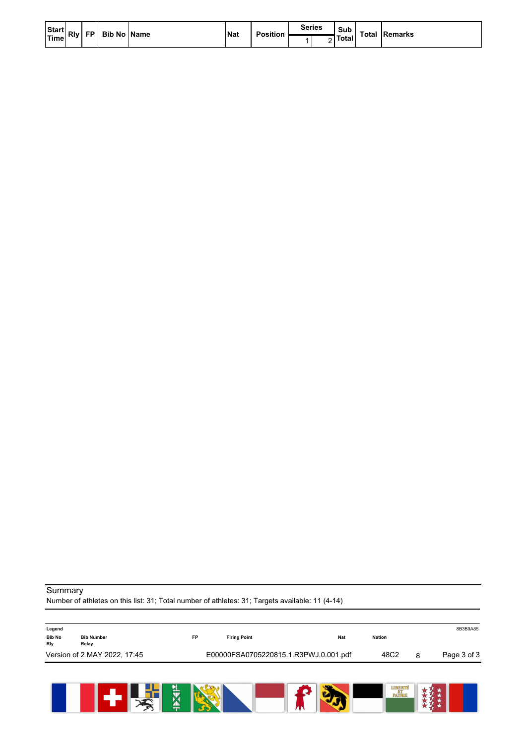| Start Time | Rly | FP | Bib No | Name | Nat | Position | Series | | Sub Total | Total | Remarks |
|---|---|---|---|---|---|---|---|---|---|---|---|
| | | | | | | | 1 | 2 | | | |

Summary

Number of athletes on this list: 31; Total number of athletes: 31; Targets available: 11 (4-14)

**Legend** 8B3B9A85

| | | | | | |
|---|---|---|---|---|---|
| **Bib No** | **Bib Number** | **FP** | **Firing Point** | **Nat** | **Nation** |
| **Rly** | **Relay** | | | | |

Version of 2 MAY 2022, 17:45 E00000FSA0705220815.1.R3PWJ.0.001.pdf 48C2 8